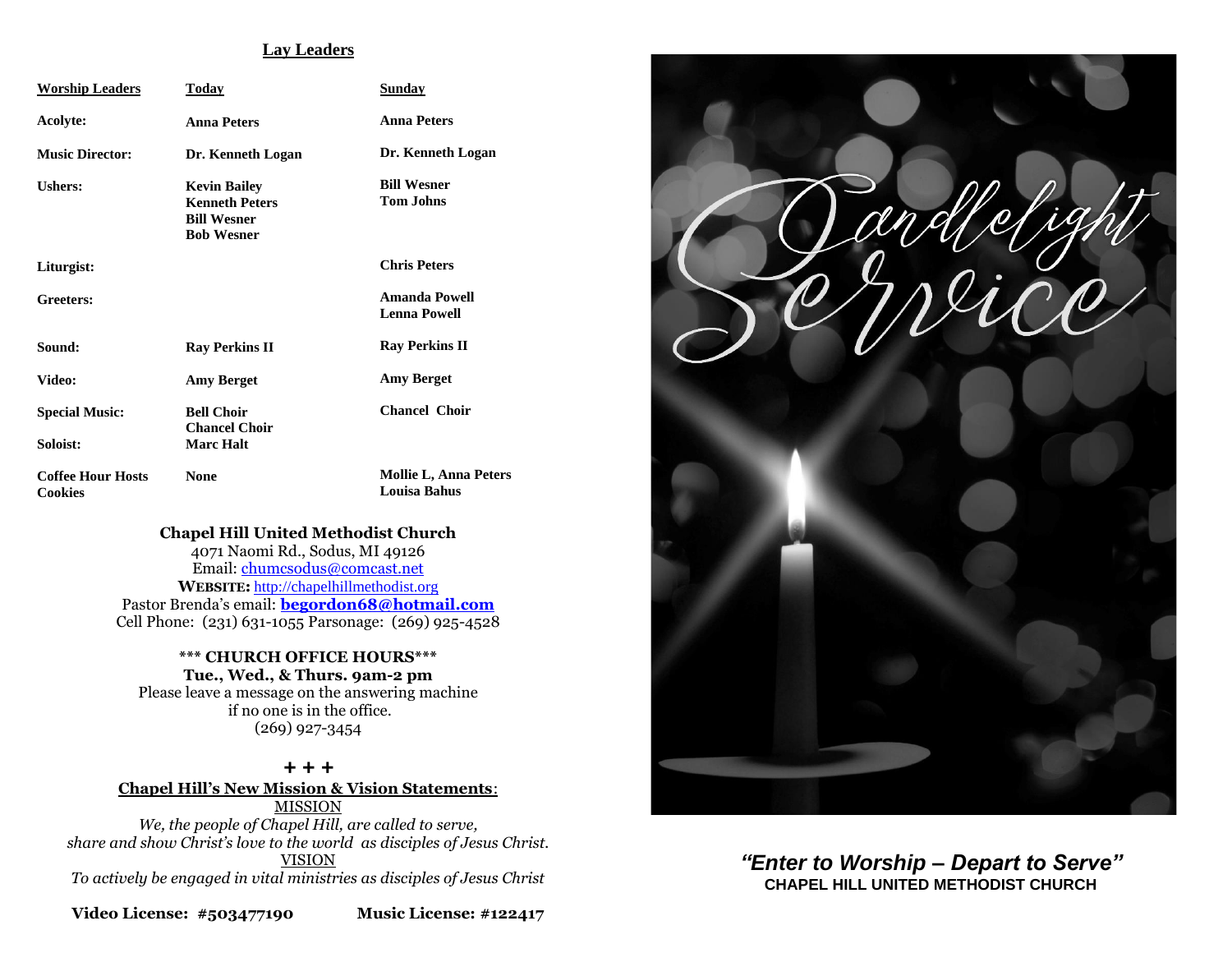## Lay Leaders

| Worship Leaders | Today | Sunday |
|---|---|---|
| **Acolyte:** | **Anna Peters** | **Anna Peters** |
| **Music Director:** | **Dr. Kenneth Logan** | **Dr. Kenneth Logan** |
| **Ushers:** | **Kevin Bailey**<br>**Kenneth Peters**<br>**Bill Wesner**<br>**Bob Wesner** | **Bill Wesner**<br>**Tom Johns** |
| **Liturgist:** | | **Chris Peters** |
| **Greeters:** | | **Amanda Powell**<br>**Lenna Powell** |
| **Sound:** | **Ray Perkins II** | **Ray Perkins II** |
| **Video:** | **Amy Berget** | **Amy Berget** |
| **Special Music:** | **Bell Choir**<br>**Chancel Choir** | **Chancel Choir** |
| **Soloist:** | **Marc Halt** | |
| **Coffee Hour Hosts**<br>**Cookies** | **None** | **Mollie L, Anna Peters**<br>**Louisa Bahus** |

**Chapel Hill United Methodist Church**
4071 Naomi Rd., Sodus, MI 49126
Email: chumcsodus@comcast.net
**WEBSITE:** http://chapelhillmethodist.org
Pastor Brenda's email: **begordon68@hotmail.com**
Cell Phone: (231) 631-1055 Parsonage: (269) 925-4528

**\*\*\* CHURCH OFFICE HOURS\*\*\***
**Tue., Wed., & Thurs. 9am-2 pm**
Please leave a message on the answering machine
if no one is in the office.
(269) 927-3454

**+ + +**

**Chapel Hill's New Mission & Vision Statements**:

MISSION

*We, the people of Chapel Hill, are called to serve, share and show Christ's love to the world as disciples of Jesus Christ.*

VISION

*To actively be engaged in vital ministries as disciples of Jesus Christ*

**Video License: #503477190** **Music License: #122417**

# Candlelight Service

***"Enter to Worship – Depart to Serve"***
**CHAPEL HILL UNITED METHODIST CHURCH**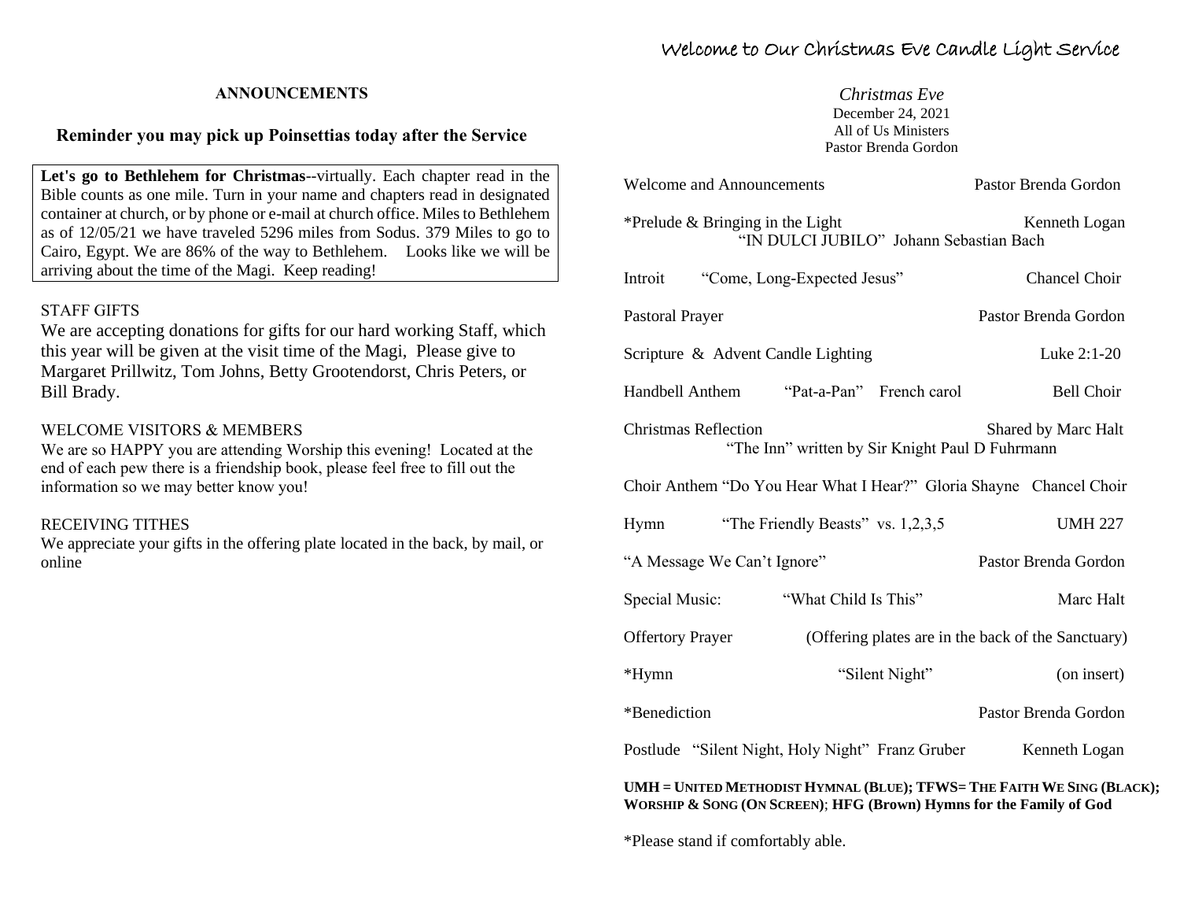## ANNOUNCEMENTS

### Reminder you may pick up Poinsettias today after the Service

**Let's go to Bethlehem for Christmas**--virtually. Each chapter read in the Bible counts as one mile. Turn in your name and chapters read in designated container at church, or by phone or e-mail at church office. Miles to Bethlehem as of 12/05/21 we have traveled 5296 miles from Sodus. 379 Miles to go to Cairo, Egypt. We are 86% of the way to Bethlehem. Looks like we will be arriving about the time of the Magi. Keep reading!

STAFF GIFTS

We are accepting donations for gifts for our hard working Staff, which this year will be given at the visit time of the Magi, Please give to Margaret Prillwitz, Tom Johns, Betty Grootendorst, Chris Peters, or Bill Brady.

WELCOME VISITORS & MEMBERS

We are so HAPPY you are attending Worship this evening! Located at the end of each pew there is a friendship book, please feel free to fill out the information so we may better know you!

RECEIVING TITHES

We appreciate your gifts in the offering plate located in the back, by mail, or online

# Welcome to Our Christmas Eve Candle Light Service

*Christmas Eve*
December 24, 2021
All of Us Ministers
Pastor Brenda Gordon

Welcome and Announcements — Pastor Brenda Gordon

*Prelude & Bringing in the Light — Kenneth Logan
"IN DULCI JUBILO" Johann Sebastian Bach

Introit "Come, Long-Expected Jesus" — Chancel Choir

Pastoral Prayer — Pastor Brenda Gordon

Scripture & Advent Candle Lighting — Luke 2:1-20

Handbell Anthem "Pat-a-Pan" French carol — Bell Choir

Christmas Reflection — Shared by Marc Halt
"The Inn" written by Sir Knight Paul D Fuhrmann

Choir Anthem "Do You Hear What I Hear?" Gloria Shayne — Chancel Choir

Hymn "The Friendly Beasts" vs. 1,2,3,5 — UMH 227

"A Message We Can't Ignore" — Pastor Brenda Gordon

Special Music: "What Child Is This" — Marc Halt

Offertory Prayer (Offering plates are in the back of the Sanctuary)

*Hymn "Silent Night" — (on insert)

*Benediction — Pastor Brenda Gordon

Postlude "Silent Night, Holy Night" Franz Gruber — Kenneth Logan

**UMH = United Methodist Hymnal (Blue); TFWS= The Faith We Sing (Black); Worship & Song (On Screen); HFG (Brown) Hymns for the Family of God**

*Please stand if comfortably able.